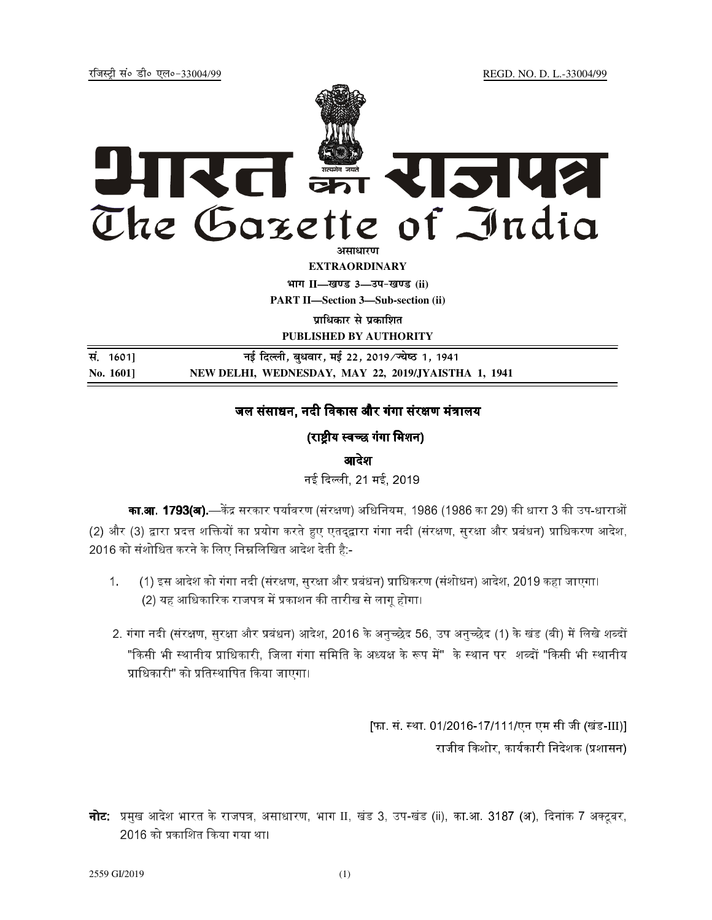रजिस्ट्री सं० डी० एल०-33004/99 REGD. NO. D. L.-33004/99

# भारत का राजपत्र
# The Gazette of India

असाधारण

**EXTRAORDINARY**

भाग II—खण्ड 3—उप-खण्ड (ii)

**PART II—Section 3—Sub-section (ii)**

प्राधिकार से प्रकाशित

**PUBLISHED BY AUTHORITY**

| | |
|---|---|
| सं. 1601] | नई दिल्ली, बुधवार, मई 22, 2019/ज्येष्ठ 1, 1941 |
| **No. 1601]** | **NEW DELHI, WEDNESDAY, MAY 22, 2019/JYAISTHA 1, 1941** |

## जल संसाधन, नदी विकास और गंगा संरक्षण मंत्रालय

### (राष्ट्रीय स्वच्छ गंगा मिशन)

### आदेश

नई दिल्ली, 21 मई, 2019

**का.आ. 1793(अ).**—केंद्र सरकार पर्यावरण (संरक्षण) अधिनियम, 1986 (1986 का 29) की धारा 3 की उप-धाराओं (2) और (3) द्वारा प्रदत्त शक्तियों का प्रयोग करते हुए एतद्द्वारा गंगा नदी (संरक्षण, सुरक्षा और प्रबंधन) प्राधिकरण आदेश, 2016 को संशोधित करने के लिए निम्नलिखित आदेश देती है:-

1. (1) इस आदेश को गंगा नदी (संरक्षण, सुरक्षा और प्रबंधन) प्राधिकरण (संशोधन) आदेश, 2019 कहा जाएगा।
   (2) यह आधिकारिक राजपत्र में प्रकाशन की तारीख से लागू होगा।

2. गंगा नदी (संरक्षण, सुरक्षा और प्रबंधन) आदेश, 2016 के अनुच्छेद 56, उप अनुच्छेद (1) के खंड (बी) में लिखे शब्दों "किसी भी स्थानीय प्राधिकारी, जिला गंगा समिति के अध्यक्ष के रूप में" के स्थान पर शब्दों "किसी भी स्थानीय प्राधिकारी" को प्रतिस्थापित किया जाएगा।

[फा. सं. स्था. 01/2016-17/111/एन एम सी जी (खंड-III)]

राजीव किशोर, कार्यकारी निदेशक (प्रशासन)

**नोट:** प्रमुख आदेश भारत के राजपत्र, असाधारण, भाग II, खंड 3, उप-खंड (ii), का.आ. 3187 (अ), दिनांक 7 अक्टूबर, 2016 को प्रकाशित किया गया था।

2559 GI/2019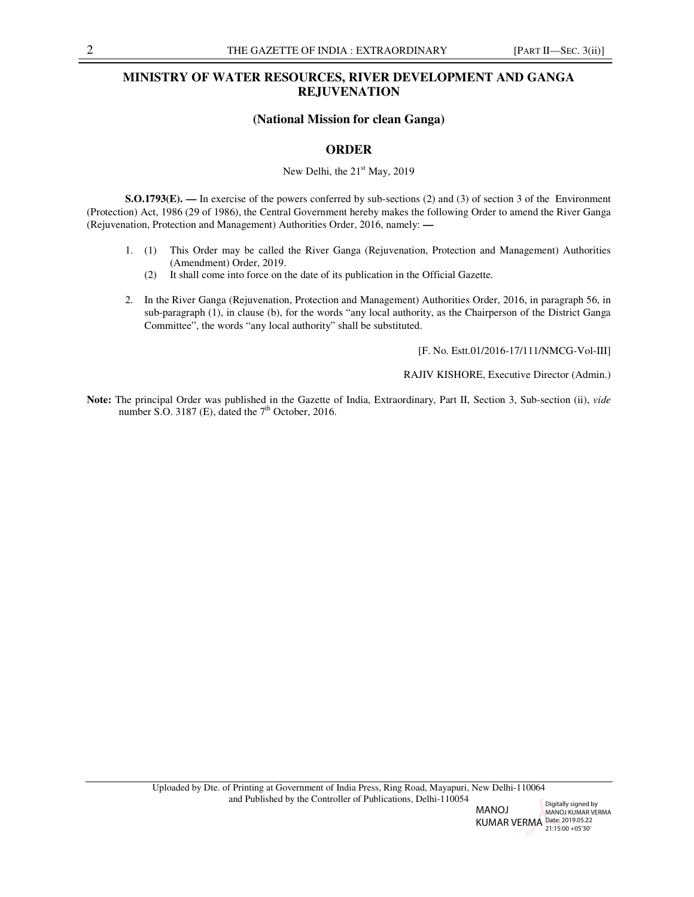## MINISTRY OF WATER RESOURCES, RIVER DEVELOPMENT AND GANGA REJUVENATION

### (National Mission for clean Ganga)

### ORDER

New Delhi, the 21st May, 2019

**S.O.1793(E). —** In exercise of the powers conferred by sub-sections (2) and (3) of section 3 of the Environment (Protection) Act, 1986 (29 of 1986), the Central Government hereby makes the following Order to amend the River Ganga (Rejuvenation, Protection and Management) Authorities Order, 2016, namely: **—**

1. (1) This Order may be called the River Ganga (Rejuvenation, Protection and Management) Authorities (Amendment) Order, 2019.

   (2) It shall come into force on the date of its publication in the Official Gazette.

2. In the River Ganga (Rejuvenation, Protection and Management) Authorities Order, 2016, in paragraph 56, in sub-paragraph (1), in clause (b), for the words "any local authority, as the Chairperson of the District Ganga Committee", the words "any local authority" shall be substituted.

[F. No. Estt.01/2016-17/111/NMCG-Vol-III]

RAJIV KISHORE, Executive Director (Admin.)

**Note:** The principal Order was published in the Gazette of India, Extraordinary, Part II, Section 3, Sub-section (ii), *vide* number S.O. 3187 (E), dated the 7th October, 2016.

Uploaded by Dte. of Printing at Government of India Press, Ring Road, Mayapuri, New Delhi-110064 and Published by the Controller of Publications, Delhi-110054

MANOJ KUMAR VERMA Digitally signed by MANOJ KUMAR VERMA Date: 2019.05.22 21:15:00 +05'30'